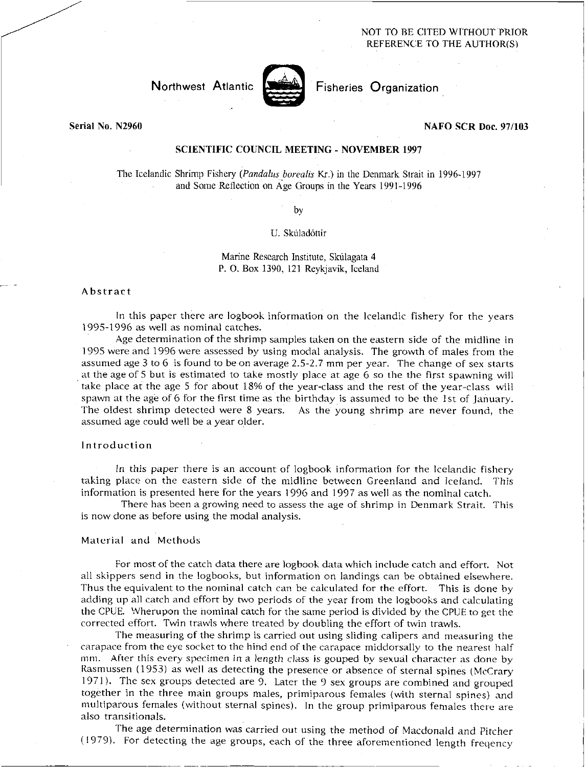NOT TO BE CITED WITHOUT PRIOR REFERENCE TO THE AUTHOR(S)

Northwest Atlantic Fisheries Organization

Serial No. N2960 NAFO SCR Doc. 97/103

**SCIENTIFIC COUNCIL MEETING - NOVEMBER 1997**

The Icelandic Shrimp Fishery (*Pandalus borealis* Kr.) in the Denmark Strait in 1996-1997 and Some Reflection on Age Groups in the Years 1991-1996

by

U. Skúladóttir

Marine Research Institute, Skúlagata 4
P. O. Box 1390, 121 Reykjavik, Iceland

## Abstract

In this paper there are logbook information on the Icelandic fishery for the years 1995-1996 as well as nominal catches.

Age determination of the shrimp samples taken on the eastern side of the midline in 1995 were and 1996 were assessed by using modal analysis. The growth of males from the assumed age 3 to 6 is found to be on average 2.5-2.7 mm per year. The change of sex starts at the age of 5 but is estimated to take mostly place at age 6 so the the first spawning will take place at the age 5 for about 18% of the year-class and the rest of the year-class will spawn at the age of 6 for the first time as the birthday is assumed to be the 1st of January. The oldest shrimp detected were 8 years. As the young shrimp are never found, the assumed age could well be a year older.

## Introduction

In this paper there is an account of logbook information for the Icelandic fishery taking place on the eastern side of the midline between Greenland and Iceland. This information is presented here for the years 1996 and 1997 as well as the nominal catch.

There has been a growing need to assess the age of shrimp in Denmark Strait. This is now done as before using the modal analysis.

## Material and Methods

For most of the catch data there are logbook data which include catch and effort. Not all skippers send in the logbooks, but information on landings can be obtained elsewhere. Thus the equivalent to the nominal catch can be calculated for the effort. This is done by adding up all catch and effort by two periods of the year from the logbooks and calculating the CPUE. Wherupon the nominal catch for the same period is divided by the CPUE to get the corrected effort. Twin trawls where treated by doubling the effort of twin trawls.

The measuring of the shrimp is carried out using sliding calipers and measuring the carapace from the eye socket to the hind end of the carapace middorsally to the nearest half mm. After this every specimen in a length class is gouped by sexual character as done by Rasmussen (1953) as well as detecting the presence or absence of sternal spines (McCrary 1971). The sex groups detected are 9. Later the 9 sex groups are combined and grouped together in the three main groups males, primiparous females (with sternal spines) and multiparous females (without sternal spines). In the group primiparous females there are also transitionals.

The age determination was carried out using the method of Macdonald and Pitcher (1979). For detecting the age groups, each of the three aforementioned length freqency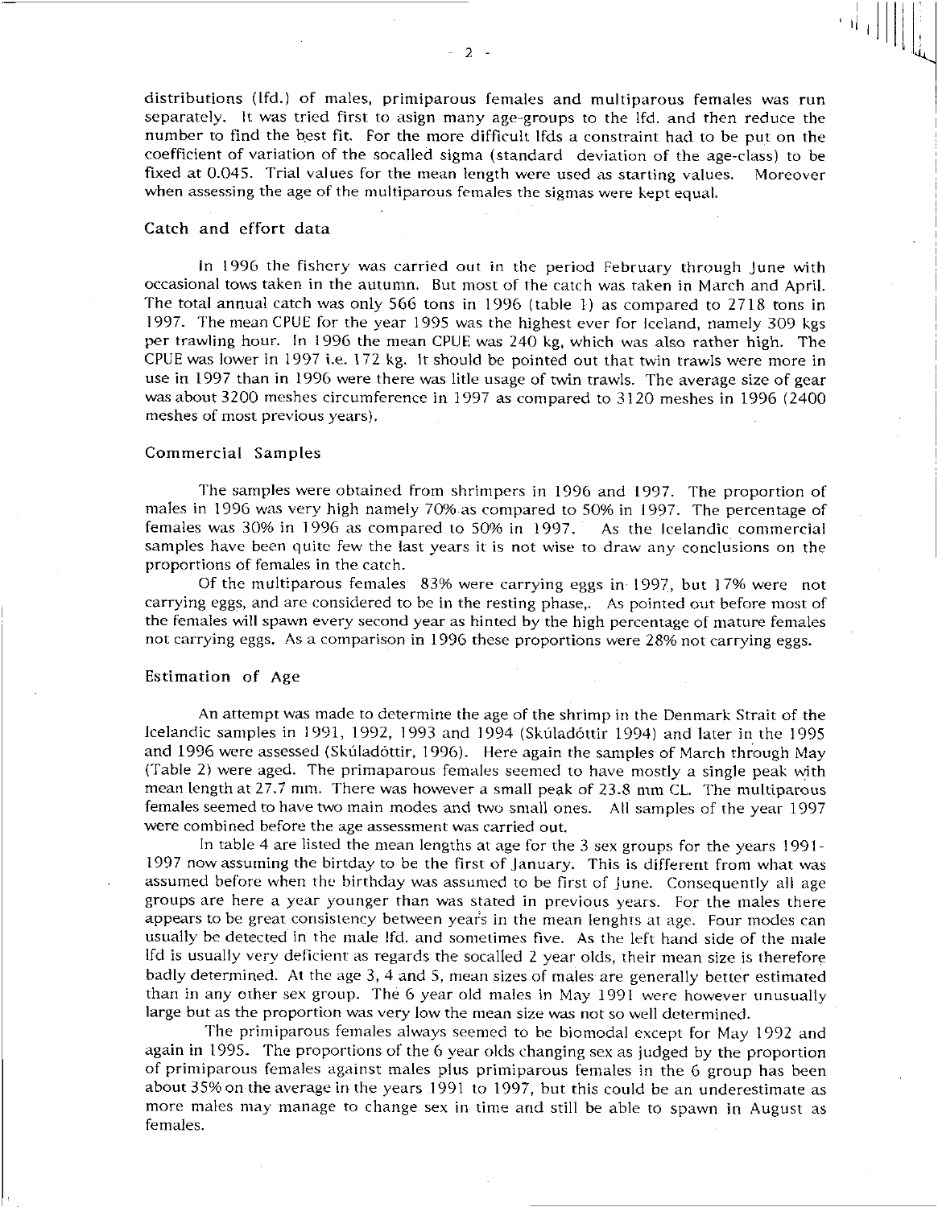distributions (lfd.) of males, primiparous females and multiparous females was run separately. It was tried first to asign many age-groups to the lfd. and then reduce the number to find the best fit. For the more difficult lfds a constraint had to be put on the coefficient of variation of the socalled sigma (standard deviation of the age-class) to be fixed at 0.045. Trial values for the mean length were used as starting values. Moreover when assessing the age of the multiparous females the sigmas were kept equal.

### Catch and effort data

In 1996 the fishery was carried out in the period February through June with occasional tows taken in the autumn. But most of the catch was taken in March and April. The total annual catch was only 566 tons in 1996 (table 1) as compared to 2718 tons in 1997. The mean CPUE for the year 1995 was the highest ever for Iceland, namely 309 kgs per trawling hour. In 1996 the mean CPUE was 240 kg, which was also rather high. The CPUE was lower in 1997 i.e. 172 kg. It should be pointed out that twin trawls were more in use in 1997 than in 1996 were there was litle usage of twin trawls. The average size of gear was about 3200 meshes circumference in 1997 as compared to 3120 meshes in 1996 (2400 meshes of most previous years).

### Commercial Samples

The samples were obtained from shrimpers in 1996 and 1997. The proportion of males in 1996 was very high namely 70% as compared to 50% in 1997. The percentage of females was 30% in 1996 as compared to 50% in 1997. As the Icelandic commercial samples have been quite few the last years it is not wise to draw any conclusions on the proportions of females in the catch.

Of the multiparous females 83% were carrying eggs in 1997, but 17% were not carrying eggs, and are considered to be in the resting phase,. As pointed out before most of the females will spawn every second year as hinted by the high percentage of mature females not carrying eggs. As a comparison in 1996 these proportions were 28% not carrying eggs.

### Estimation of Age

An attempt was made to determine the age of the shrimp in the Denmark Strait of the Icelandic samples in 1991, 1992, 1993 and 1994 (Skúladóttir 1994) and later in the 1995 and 1996 were assessed (Skúladóttir, 1996). Here again the samples of March through May (Table 2) were aged. The primaparous females seemed to have mostly a single peak with mean length at 27.7 mm. There was however a small peak of 23.8 mm CL. The multiparous females seemed to have two main modes and two small ones. All samples of the year 1997 were combined before the age assessment was carried out.

In table 4 are listed the mean lengths at age for the 3 sex groups for the years 1991-1997 now assuming the birtday to be the first of January. This is different from what was assumed before when the birthday was assumed to be first of June. Consequently all age groups are here a year younger than was stated in previous years. For the males there appears to be great consistency between years in the mean lenghts at age. Four modes can usually be detected in the male lfd. and sometimes five. As the left hand side of the male lfd is usually very deficient as regards the socalled 2 year olds, their mean size is therefore badly determined. At the age 3, 4 and 5, mean sizes of males are generally better estimated than in any other sex group. The 6 year old males in May 1991 were however unusually large but as the proportion was very low the mean size was not so well determined.

The primiparous females always seemed to be biomodal except for May 1992 and again in 1995. The proportions of the 6 year olds changing sex as judged by the proportion of primiparous females against males plus primiparous females in the 6 group has been about 35% on the average in the years 1991 to 1997, but this could be an underestimate as more males may manage to change sex in time and still be able to spawn in August as females.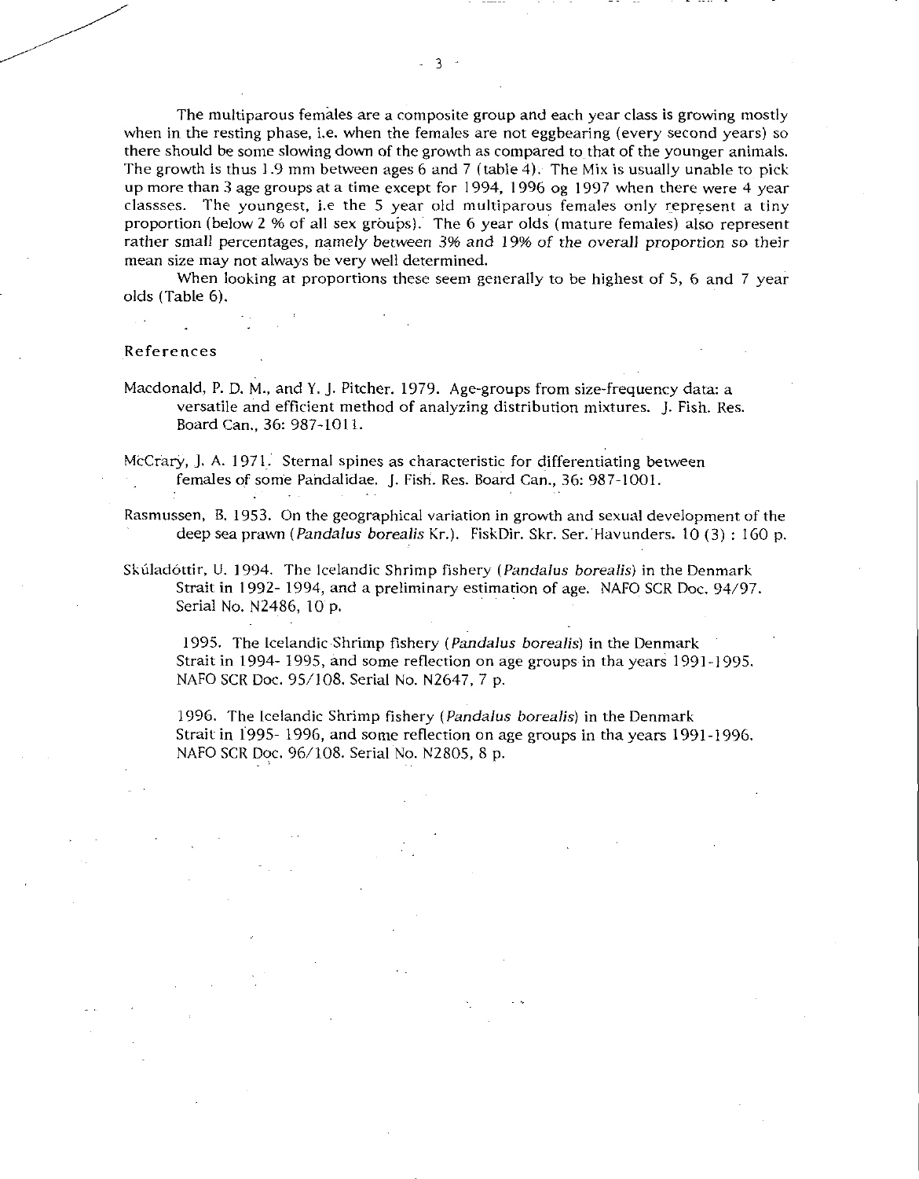The multiparous females are a composite group and each year class is growing mostly when in the resting phase, i.e. when the females are not eggbearing (every second years) so there should be some slowing down of the growth as compared to that of the younger animals. The growth is thus 1.9 mm between ages 6 and 7 (table 4). The Mix is usually unable to pick up more than 3 age groups at a time except for 1994, 1996 og 1997 when there were 4 year classses. The youngest, i.e the 5 year old multiparous females only represent a tiny proportion (below 2 % of all sex groups). The 6 year olds (mature females) also represent rather small percentages, namely between 3% and 19% of the overall proportion so their mean size may not always be very well determined.

When looking at proportions these seem generally to be highest of 5, 6 and 7 year olds (Table 6).

## References

Macdonald, P. D. M., and Y. J. Pitcher. 1979. Age-groups from size-frequency data: a versatile and efficient method of analyzing distribution mixtures. J. Fish. Res. Board Can., 36: 987-1011.

McCrary, J. A. 1971. Sternal spines as characteristic for differentiating between females of some Pandalidae. J. Fish. Res. Board Can., 36: 987-1001.

Rasmussen, B. 1953. On the geographical variation in growth and sexual development of the deep sea prawn (*Pandalus borealis* Kr.). FiskDir. Skr. Ser. Havunders. 10 (3) : 160 p.

Skúladóttir, U. 1994. The Icelandic Shrimp fishery (*Pandalus borealis*) in the Denmark Strait in 1992- 1994, and a preliminary estimation of age. NAFO SCR Doc. 94/97. Serial No. N2486, 10 p.

1995. The Icelandic Shrimp fishery (*Pandalus borealis*) in the Denmark Strait in 1994- 1995, and some reflection on age groups in tha years 1991-1995. NAFO SCR Doc. 95/108. Serial No. N2647, 7 p.

1996. The Icelandic Shrimp fishery (*Pandalus borealis*) in the Denmark Strait in 1995- 1996, and some reflection on age groups in tha years 1991-1996. NAFO SCR Doc. 96/108. Serial No. N2805, 8 p.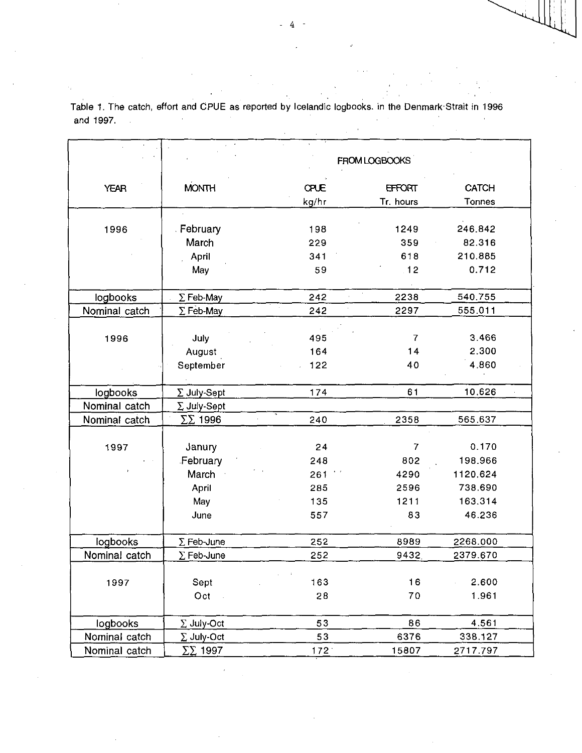Table 1. The catch, effort and CPUE as reported by Icelandic logbooks. in the Denmark-Strait in 1996 and 1997.

| | FROM LOGBOOKS | | | |
|---|---|---|---|---|
| YEAR | MONTH | CPUE kg/hr | EFFORT Tr. hours | CATCH Tonnes |
| 1996 | February | 198 | 1249 | 246.842 |
| | March | 229 | 359 | 82.316 |
| | April | 341 | 618 | 210.885 |
| | May | 59 | 12 | 0.712 |
| logbooks | ∑ Feb-May | 242 | 2238 | 540.755 |
| Nominal catch | ∑ Feb-May | 242 | 2297 | 555.011 |
| 1996 | July | 495 | 7 | 3.466 |
| | August | 164 | 14 | 2.300 |
| | September | 122 | 40 | 4.860 |
| logbooks | ∑ July-Sept | 174 | 61 | 10.626 |
| Nominal catch | ∑ July-Sept | | | |
| Nominal catch | ∑∑ 1996 | 240 | 2358 | 565.637 |
| 1997 | Janury | 24 | 7 | 0.170 |
| | February | 248 | 802 | 198.966 |
| | March | 261 | 4290 | 1120.624 |
| | April | 285 | 2596 | 738.690 |
| | May | 135 | 1211 | 163.314 |
| | June | 557 | 83 | 46.236 |
| logbooks | ∑ Feb-June | 252 | 8989 | 2268.000 |
| Nominal catch | ∑ Feb-June | 252 | 9432 | 2379.670 |
| 1997 | Sept | 163 | 16 | 2.600 |
| | Oct | 28 | 70 | 1.961 |
| logbooks | ∑ July-Oct | 53 | 86 | 4.561 |
| Nominal catch | ∑ July-Oct | 53 | 6376 | 338.127 |
| Nominal catch | ∑∑ 1997 | 172 | 15807 | 2717.797 |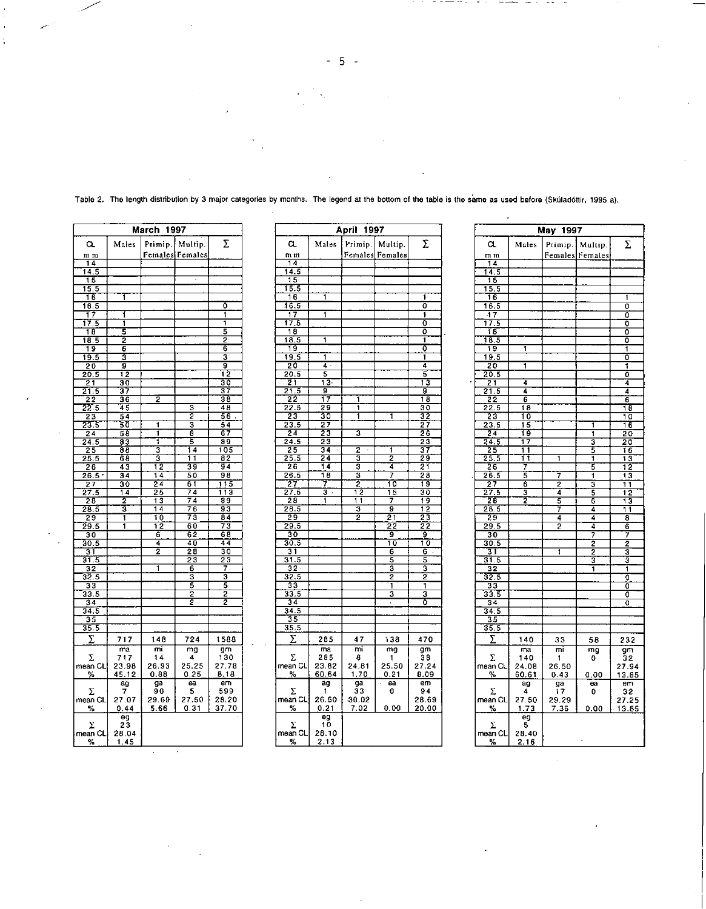Table 2. The length distribution by 3 major categories by months. The legend at the bottom of the table is the same as used before (Skúladóttir, 1995 a).

**March 1997**

| CL mm | Males | Primip. Females | Multip. Females | Σ |
|---|---|---|---|---|
| 14 | | | | |
| 14.5 | | | | |
| 15 | | | | |
| 15.5 | | | | |
| 16 | 1 | | | |
| 16.5 | | | | 0 |
| 17 | 1 | | | 1 |
| 17.5 | 1 | | | 1 |
| 18 | 5 | | | 5 |
| 18.5 | 2 | | | 2 |
| 19 | 6 | | | 6 |
| 19.5 | 3 | | | 3 |
| 20 | 9 | | | 9 |
| 20.5 | 12 | | | 12 |
| 21 | 30 | | | 30 |
| 21.5 | 37 | | | 37 |
| 22 | 36 | 2 | | 38 |
| 22.5 | 45 | | 3 | 48 |
| 23 | 54 | | 2 | 56 |
| 23.5 | 50 | 1 | 3 | 54 |
| 24 | 58 | 1 | 8 | 67 |
| 24.5 | 83 | 1 | 5 | 89 |
| 25 | 88 | 3 | 14 | 105 |
| 25.5 | 68 | 3 | 11 | 82 |
| 26 | 43 | 12 | 39 | 94 |
| 26.5 | 34 | 14 | 50 | 98 |
| 27 | 30 | 24 | 61 | 115 |
| 27.5 | 14 | 25 | 74 | 113 |
| 28 | 2 | 13 | 74 | 89 |
| 28.5 | 3 | 14 | 76 | 93 |
| 29 | 1 | 10 | 73 | 84 |
| 29.5 | 1 | 12 | 60 | 73 |
| 30 | | 6 | 62 | 68 |
| 30.5 | | 4 | 40 | 44 |
| 31 | | 2 | 28 | 30 |
| 31.5 | | | 23 | 23 |
| 32 | | 1 | 6 | 7 |
| 32.5 | | | 3 | 3 |
| 33 | | | 5 | 5 |
| 33.5 | | | 2 | 2 |
| 34 | | | 2 | 2 |
| 34.5 | | | | |
| 35 | | | | |
| 35.5 | | | | |
| Σ | 717 | 148 | 724 | 1588 |
| | ma | mi | mg | gm |
| Σ | 717 | 14 | 4 | 130 |
| mean CL | 23.98 | 26.93 | 25.25 | 27.78 |
| % | 45.12 | 0.88 | 0.25 | 8.18 |
| | ag | ga | ea | em |
| Σ | 7 | 90 | 5 | 599 |
| mean CL | 27.07 | 29.69 | 27.50 | 28.20 |
| % | 0.44 | 5.66 | 0.31 | 37.70 |
| | eg | | | |
| Σ | 23 | | | |
| mean CL | 28.04 | | | |
| % | 1.45 | | | |

**April 1997**

| CL mm | Males | Primip. Females | Multip. Females | Σ |
|---|---|---|---|---|
| 14 | | | | |
| 14.5 | | | | |
| 15 | | | | |
| 15.5 | | | | |
| 16 | 1 | | | 1 |
| 16.5 | | | | 0 |
| 17 | 1 | | | 1 |
| 17.5 | | | | 0 |
| 18 | | | | 0 |
| 18.5 | 1 | | | 1 |
| 19 | | | | 0 |
| 19.5 | 1 | | | 1 |
| 20 | 4 | | | 4 |
| 20.5 | 5 | | | 5 |
| 21 | 13 | | | 13 |
| 21.5 | 9 | | | 9 |
| 22 | 17 | 1 | | 18 |
| 22.5 | 29 | 1 | | 30 |
| 23 | 30 | 1 | 1 | 32 |
| 23.5 | 27 | | | 27 |
| 24 | 23 | 3 | | 26 |
| 24.5 | 23 | | | 23 |
| 25 | 34 | 2 | 1 | 37 |
| 25.5 | 24 | 3 | 2 | 29 |
| 26 | 14 | 3 | 4 | 21 |
| 26.5 | 18 | 3 | 7 | 28 |
| 27 | 7 | 2 | 10 | 19 |
| 27.5 | 3 | 12 | 15 | 30 |
| 28 | 1 | 11 | 7 | 19 |
| 28.5 | | 3 | 9 | 12 |
| 29 | | 2 | 21 | 23 |
| 29.5 | | | 22 | 22 |
| 30 | | | 9 | 9 |
| 30.5 | | | 10 | 10 |
| 31 | | | 6 | 6 |
| 31.5 | | | 5 | 5 |
| 32 | | | 3 | 3 |
| 32.5 | | | 2 | 2 |
| 33 | | | 1 | 1 |
| 33.5 | | | 3 | 3 |
| 34 | | | | 0 |
| 34.5 | | | | |
| 35 | | | | |
| 35.5 | | | | |
| Σ | 285 | 47 | 138 | 470 |
| | ma | mi | mg | gm |
| Σ | 285 | 8 | 1 | 38 |
| mean CL | 23.82 | 24.81 | 25.50 | 27.24 |
| % | 60.64 | 1.70 | 0.21 | 8.09 |
| | ag | ga | ea | em |
| Σ | 1 | 33 | 0 | 94 |
| mean CL | 26.50 | 30.02 | | 28.69 |
| % | 0.21 | 7.02 | 0.00 | 20.00 |
| | eg | | | |
| Σ | 10 | | | |
| mean CL | 28.10 | | | |
| % | 2.13 | | | |

**May 1997**

| CL mm | Males | Primip. Females | Multip. Females | Σ |
|---|---|---|---|---|
| 14 | | | | |
| 14.5 | | | | |
| 15 | | | | |
| 15.5 | | | | |
| 16 | | | | 1 |
| 16.5 | | | | 0 |
| 17 | | | | 0 |
| 17.5 | | | | 0 |
| 18 | | | | 0 |
| 18.5 | | | | 0 |
| 19 | 1 | | | 1 |
| 19.5 | | | | 0 |
| 20 | 1 | | | 1 |
| 20.5 | | | | 0 |
| 21 | 4 | | | 4 |
| 21.5 | 4 | | | 4 |
| 22 | 6 | | | 6 |
| 22.5 | 18 | | | 18 |
| 23 | 10 | | | 10 |
| 23.5 | 15 | | 1 | 16 |
| 24 | 19 | | 1 | 20 |
| 24.5 | 17 | | 3 | 20 |
| 25 | 11 | | 5 | 16 |
| 25.5 | 11 | 1 | 1 | 13 |
| 26 | 7 | | 5 | 12 |
| 26.5 | 5 | 7 | 1 | 13 |
| 27 | 6 | 2 | 3 | 11 |
| 27.5 | 3 | 4 | 5 | 12 |
| 28 | 2 | 5 | 6 | 13 |
| 28.5 | | 7 | 4 | 11 |
| 29 | | 4 | 4 | 8 |
| 29.5 | | 2 | 4 | 6 |
| 30 | | | 7 | 7 |
| 30.5 | | | 2 | 2 |
| 31 | | 1 | 2 | 3 |
| 31.5 | | | 3 | 3 |
| 32 | | | 1 | 1 |
| 32.5 | | | | 0 |
| 33 | | | | 0 |
| 33.5 | | | | 0 |
| 34 | | | | 0 |
| 34.5 | | | | |
| 35 | | | | |
| 35.5 | | | | |
| Σ | 140 | 33 | 58 | 232 |
| | ma | mi | mg | gm |
| Σ | 140 | 1 | 0 | 32 |
| mean CL | 24.08 | 26.50 | | 27.94 |
| % | 60.61 | 0.43 | 0.00 | 13.85 |
| | ag | ga | ea | em |
| Σ | 4 | 17 | 0 | 32 |
| mean CL | 27.50 | 29.29 | | 27.25 |
| % | 1.73 | 7.36 | 0.00 | 13.85 |
| | eg | | | |
| Σ | 5 | | | |
| mean CL | 28.40 | | | |
| % | 2.16 | | | |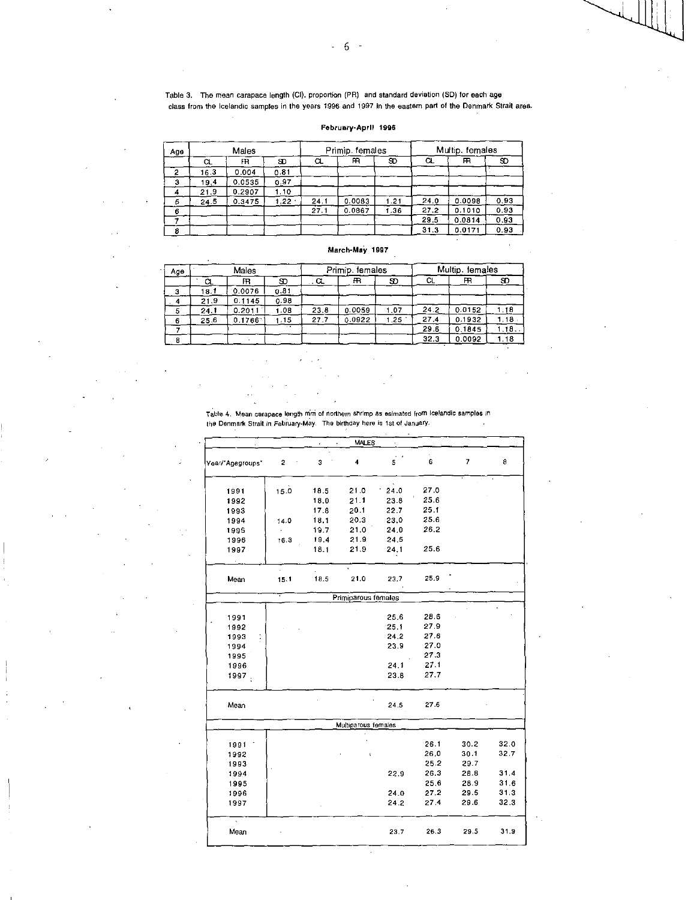Table 3. The mean carapace length (Cl), proportion (PR) and standard deviation (SD) for each age class from the Icelandic samples in the years 1996 and 1997 in the eastern part of the Denmark Strait area.

**February-April 1996**

| Age | Males | | | Primip. females | | | Multip. females | | |
|---|---|---|---|---|---|---|---|---|---|
| | CL | PR | SD | CL | PR | SD | CL | PR | SD |
| 2 | 16.3 | 0.004 | 0.81 | | | | | | |
| 3 | 19.4 | 0.0535 | 0.97 | | | | | | |
| 4 | 21.9 | 0.2907 | 1.10 | | | | | | |
| 5 | 24.5 | 0.3475 | 1.22 | 24.1 | 0.0083 | 1.21 | 24.0 | 0.0098 | 0.93 |
| 6 | | | | 27.1 | 0.0867 | 1.36 | 27.2 | 0.1010 | 0.93 |
| 7 | | | | | | | 29.5 | 0.0814 | 0.93 |
| 8 | | | | | | | 31.3 | 0.0171 | 0.93 |

**March-May 1997**

| Age | Males | | | Primip. females | | | Multip. females | | |
|---|---|---|---|---|---|---|---|---|---|
| | CL | PR | SD | CL | PR | SD | CL | PR | SD |
| 3 | 18.1 | 0.0076 | 0.81 | | | | | | |
| 4 | 21.9 | 0.1145 | 0.98 | | | | | | |
| 5 | 24.1 | 0.2011 | 1.08 | 23.8 | 0.0059 | 1.07 | 24.2 | 0.0152 | 1.18 |
| 6 | 25.6 | 0.1766 | 1.15 | 27.7 | 0.0922 | 1.25 | 27.4 | 0.1932 | 1.18 |
| 7 | | | | | | | 29.6 | 0.1845 | 1.18 |
| 8 | | | | | | | 32.3 | 0.0092 | 1.18 |

Table 4. Mean carapace length mm of northern shrimp as esimated from Icelandic samples in the Denmark Strait in February-May. The birthday here is 1st of January.

| Year/"Agegroups" | 2 | 3 | 4 | 5 | 6 | 7 | 8 |
|---|---|---|---|---|---|---|---|
| **MALES** | | | | | | | |
| 1991 | 15.0 | 18.5 | 21.0 | 24.0 | 27.0 | | |
| 1992 | | 18.0 | 21.1 | 23.8 | 25.6 | | |
| 1993 | | 17.8 | 20.1 | 22.7 | 25.1 | | |
| 1994 | 14.0 | 18.1 | 20.3 | 23.0 | 25.6 | | |
| 1995 | | 19.7 | 21.0 | 24.0 | 26.2 | | |
| 1996 | 16.3 | 19.4 | 21.9 | 24.5 | | | |
| 1997 | | 18.1 | 21.9 | 24.1 | 25.6 | | |
| Mean | 15.1 | 18.5 | 21.0 | 23.7 | 25.9 | | |
| **Primiparous females** | | | | | | | |
| 1991 | | | | 25.6 | 28.6 | | |
| 1992 | | | | 25.1 | 27.9 | | |
| 1993 | | | | 24.2 | 27.6 | | |
| 1994 | | | | 23.9 | 27.0 | | |
| 1995 | | | | | 27.3 | | |
| 1996 | | | | 24.1 | 27.1 | | |
| 1997 | | | | 23.8 | 27.7 | | |
| Mean | | | | 24.5 | 27.6 | | |
| **Multiparous females** | | | | | | | |
| 1991 | | | | | 26.1 | 30.2 | 32.0 |
| 1992 | | | | | 26.0 | 30.1 | 32.7 |
| 1993 | | | | | 25.2 | 29.7 | |
| 1994 | | | | 22.9 | 26.3 | 28.8 | 31.4 |
| 1995 | | | | | 25.6 | 28.9 | 31.6 |
| 1996 | | | | 24.0 | 27.2 | 29.5 | 31.3 |
| 1997 | | | | 24.2 | 27.4 | 29.6 | 32.3 |
| Mean | | | | 23.7 | 26.3 | 29.5 | 31.9 |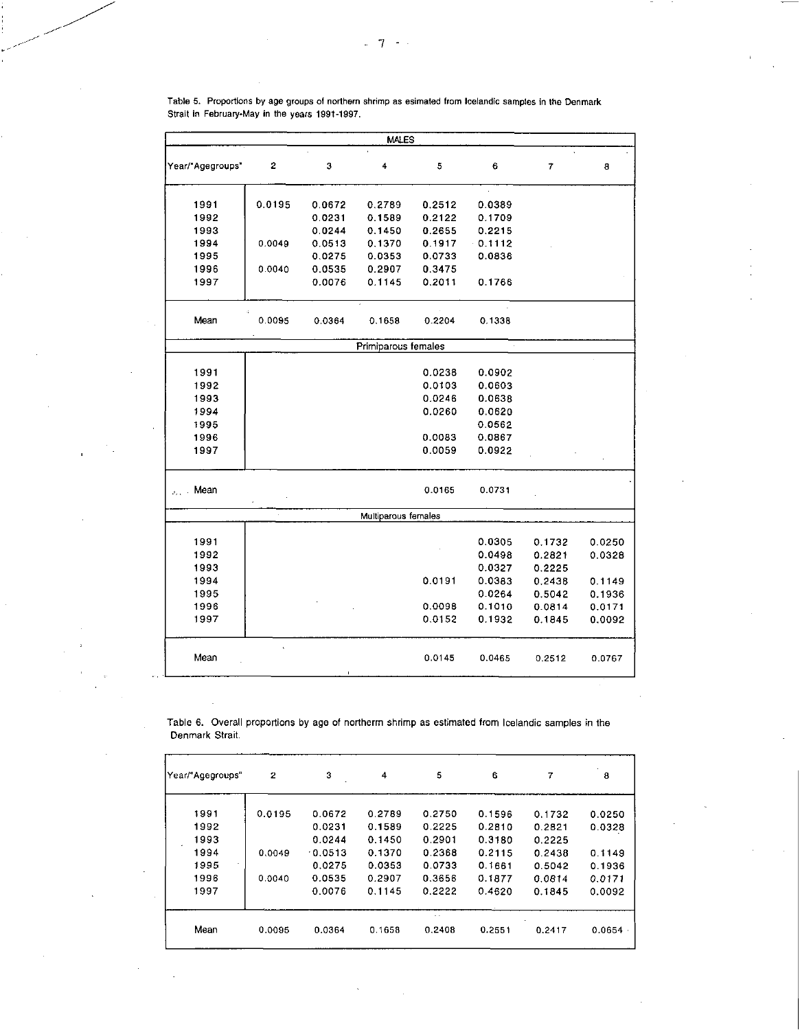Table 5. Proportions by age groups of northern shrimp as esimated from Icelandic samples in the Denmark Strait in February-May in the years 1991-1997.

| Year/"Agegroups" | 2 | 3 | 4 | 5 | 6 | 7 | 8 |
|---|---|---|---|---|---|---|---|
| | | | MALES | | | | |
| 1991 | 0.0195 | 0.0672 | 0.2789 | 0.2512 | 0.0389 | | |
| 1992 | | 0.0231 | 0.1589 | 0.2122 | 0.1709 | | |
| 1993 | | 0.0244 | 0.1450 | 0.2655 | 0.2215 | | |
| 1994 | 0.0049 | 0.0513 | 0.1370 | 0.1917 | 0.1112 | | |
| 1995 | | 0.0275 | 0.0353 | 0.0733 | 0.0836 | | |
| 1996 | 0.0040 | 0.0535 | 0.2907 | 0.3475 | | | |
| 1997 | | 0.0076 | 0.1145 | 0.2011 | 0.1766 | | |
| Mean | 0.0095 | 0.0364 | 0.1658 | 0.2204 | 0.1338 | | |
| | | | Primiparous females | | | | |
| 1991 | | | | 0.0238 | 0.0902 | | |
| 1992 | | | | 0.0103 | 0.0603 | | |
| 1993 | | | | 0.0246 | 0.0638 | | |
| 1994 | | | | 0.0260 | 0.0620 | | |
| 1995 | | | | | 0.0562 | | |
| 1996 | | | | 0.0083 | 0.0867 | | |
| 1997 | | | | 0.0059 | 0.0922 | | |
| Mean | | | | 0.0165 | 0.0731 | | |
| | | | Multiparous females | | | | |
| 1991 | | | | | 0.0305 | 0.1732 | 0.0250 |
| 1992 | | | | | 0.0498 | 0.2821 | 0.0328 |
| 1993 | | | | | 0.0327 | 0.2225 | |
| 1994 | | | | 0.0191 | 0.0383 | 0.2438 | 0.1149 |
| 1995 | | | | | 0.0264 | 0.5042 | 0.1936 |
| 1996 | | | | 0.0098 | 0.1010 | 0.0814 | 0.0171 |
| 1997 | | | | 0.0152 | 0.1932 | 0.1845 | 0.0092 |
| Mean | | | | 0.0145 | 0.0465 | 0.2512 | 0.0767 |

Table 6. Overall proportions by age of northerm shrimp as estimated from Icelandic samples in the Denmark Strait.

| Year/"Agegroups" | 2 | 3 | 4 | 5 | 6 | 7 | 8 |
|---|---|---|---|---|---|---|---|
| 1991 | 0.0195 | 0.0672 | 0.2789 | 0.2750 | 0.1596 | 0.1732 | 0.0250 |
| 1992 | | 0.0231 | 0.1589 | 0.2225 | 0.2810 | 0.2821 | 0.0328 |
| 1993 | | 0.0244 | 0.1450 | 0.2901 | 0.3180 | 0.2225 | |
| 1994 | 0.0049 | 0.0513 | 0.1370 | 0.2368 | 0.2115 | 0.2438 | 0.1149 |
| 1995 | | 0.0275 | 0.0353 | 0.0733 | 0.1661 | 0.5042 | 0.1936 |
| 1996 | 0.0040 | 0.0535 | 0.2907 | 0.3656 | 0.1877 | 0.0814 | 0.0171 |
| 1997 | | 0.0076 | 0.1145 | 0.2222 | 0.4620 | 0.1845 | 0.0092 |
| Mean | 0.0095 | 0.0364 | 0.1658 | 0.2408 | 0.2551 | 0.2417 | 0.0654 |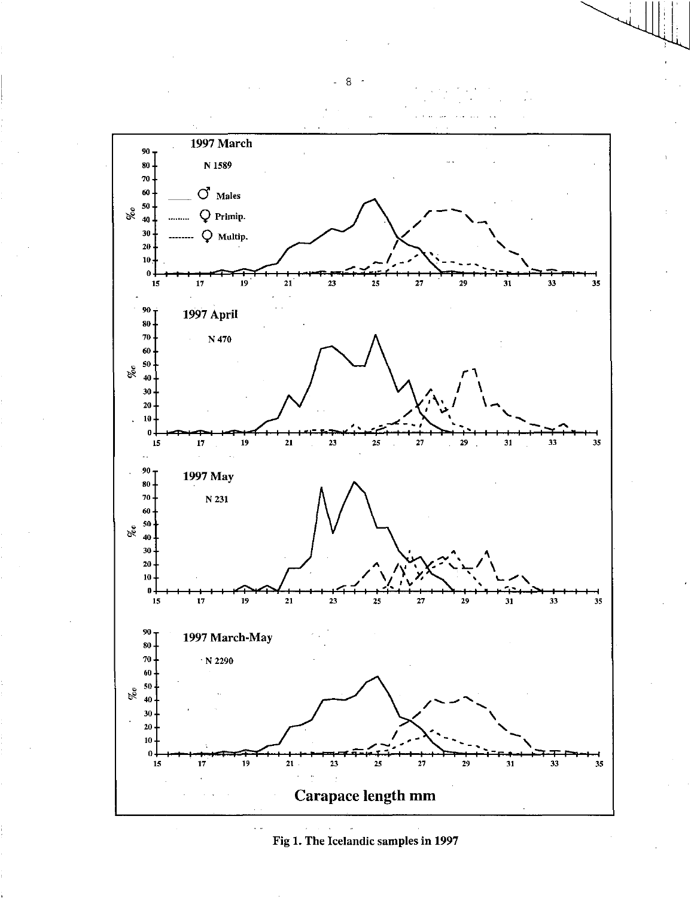1997 March

N 1589

Males

Primip.

Multip.

‰

15 17 19 21 23 25 27 29 31 33 35

1997 April

N 470

1997 May

N 231

1997 March-May

N 2290

Carapace length mm

Fig 1. The Icelandic samples in 1997